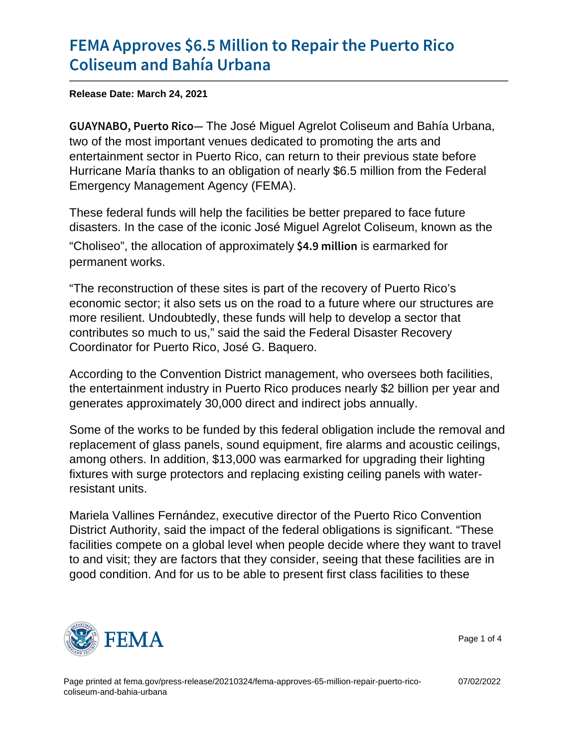# FEMA Approves $6.5 Million to Repair the Puerto Rico Coliseum and Bahía Urbana

**Release Date: March 24, 2021**

GUAYNABO, Puerto Rico— The José Miguel Agrelot Coliseum and Bahía Urbana, two of the most important venues dedicated to promoting the arts and entertainment sector in Puerto Rico, can return to their previous state before Hurricane María thanks to an obligation of nearly $6.5 million from the Federal Emergency Management Agency (FEMA).

These federal funds will help the facilities be better prepared to face future disasters. In the case of the iconic José Miguel Agrelot Coliseum, known as the "Choliseo", the allocation of approximately $4.9 million is earmarked for permanent works.

"The reconstruction of these sites is part of the recovery of Puerto Rico's economic sector; it also sets us on the road to a future where our structures are more resilient. Undoubtedly, these funds will help to develop a sector that contributes so much to us," said the said the Federal Disaster Recovery Coordinator for Puerto Rico, José G. Baquero.

According to the Convention District management, who oversees both facilities, the entertainment industry in Puerto Rico produces nearly $2 billion per year and generates approximately 30,000 direct and indirect jobs annually.

Some of the works to be funded by this federal obligation include the removal and replacement of glass panels, sound equipment, fire alarms and acoustic ceilings, among others. In addition, $13,000 was earmarked for upgrading their lighting fixtures with surge protectors and replacing existing ceiling panels with water-resistant units.

Mariela Vallines Fernández, executive director of the Puerto Rico Convention District Authority, said the impact of the federal obligations is significant. "These facilities compete on a global level when people decide where they want to travel to and visit; they are factors that they consider, seeing that these facilities are in good condition. And for us to be able to present first class facilities to these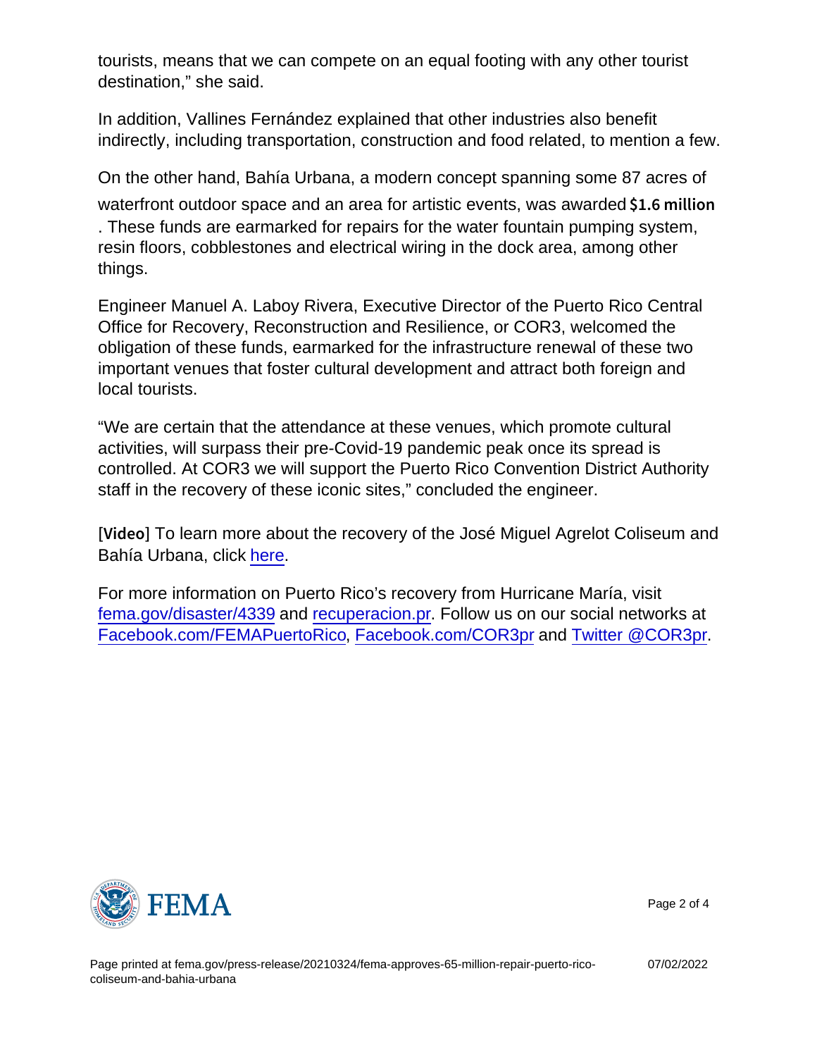tourists, means that we can compete on an equal footing with any other tourist destination," she said.

In addition, Vallines Fernández explained that other industries also benefit indirectly, including transportation, construction and food related, to mention a few.

On the other hand, Bahía Urbana, a modern concept spanning some 87 acres of waterfront outdoor space and an area for artistic events, was awarded $1.6 million. These funds are earmarked for repairs for the water fountain pumping system, resin floors, cobblestones and electrical wiring in the dock area, among other things.

Engineer Manuel A. Laboy Rivera, Executive Director of the Puerto Rico Central Office for Recovery, Reconstruction and Resilience, or COR3, welcomed the obligation of these funds, earmarked for the infrastructure renewal of these two important venues that foster cultural development and attract both foreign and local tourists.

"We are certain that the attendance at these venues, which promote cultural activities, will surpass their pre-Covid-19 pandemic peak once its spread is controlled. At COR3 we will support the Puerto Rico Convention District Authority staff in the recovery of these iconic sites," concluded the engineer.

[Video] To learn more about the recovery of the José Miguel Agrelot Coliseum and Bahía Urbana, click here.

For more information on Puerto Rico's recovery from Hurricane María, visit fema.gov/disaster/4339 and recuperacion.pr. Follow us on our social networks at Facebook.com/FEMAPuertoRico, Facebook.com/COR3pr and Twitter @COR3pr.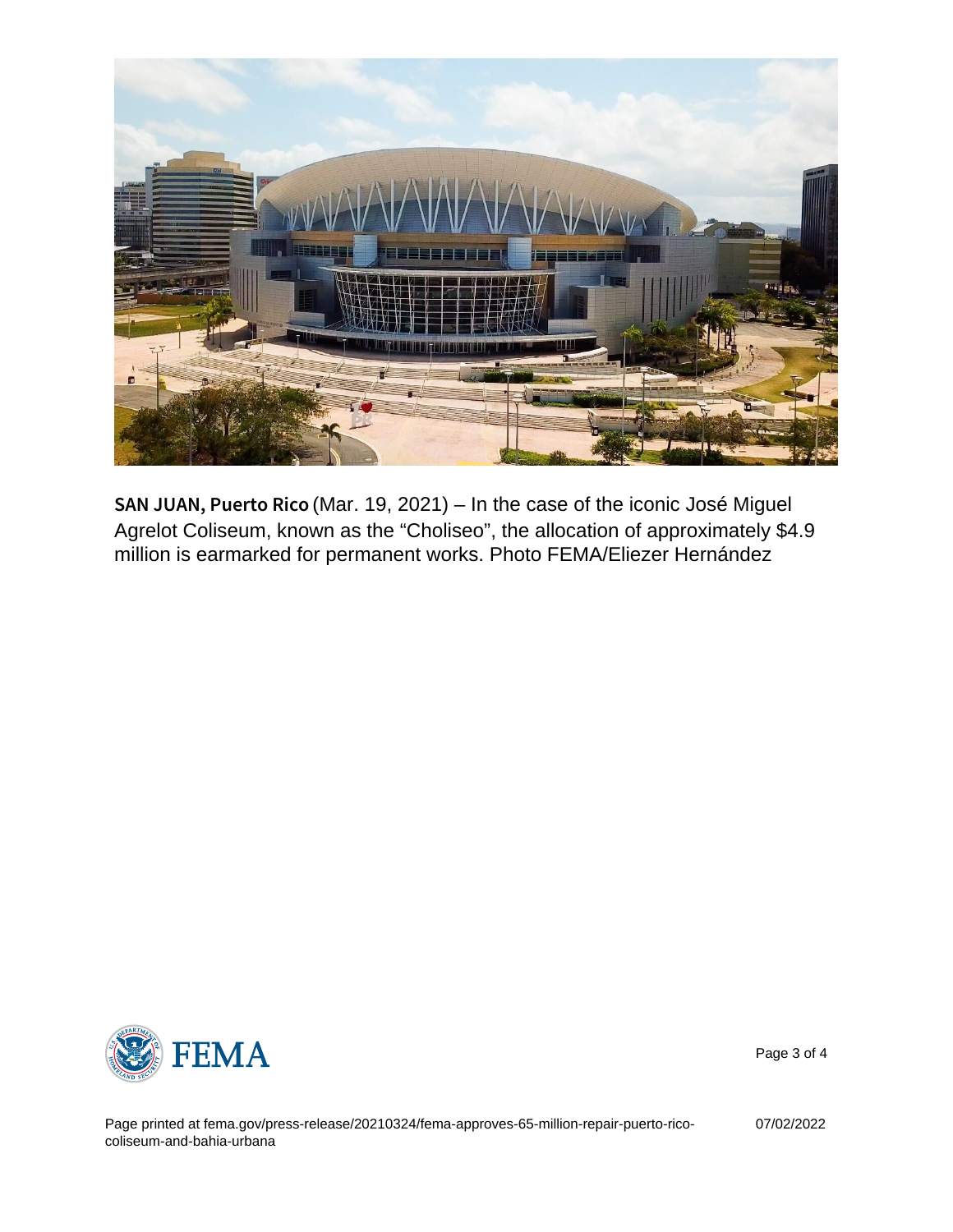**SAN JUAN, Puerto Rico** (Mar. 19, 2021) – In the case of the iconic José Miguel Agrelot Coliseum, known as the “Choliseo”, the allocation of approximately $4.9 million is earmarked for permanent works. Photo FEMA/Eliezer Hernández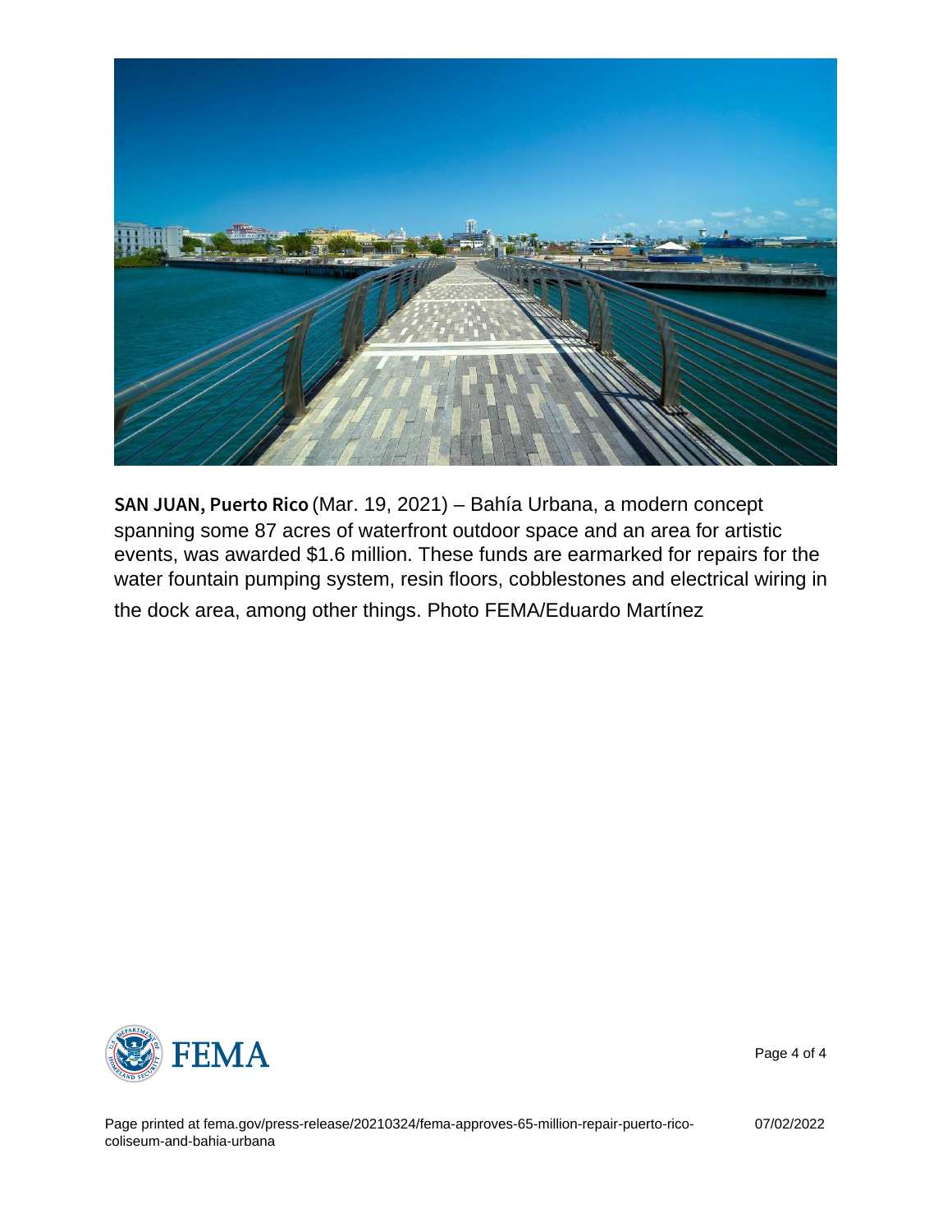**SAN JUAN, Puerto Rico** (Mar. 19, 2021) – Bahía Urbana, a modern concept spanning some 87 acres of waterfront outdoor space and an area for artistic events, was awarded $1.6 million. These funds are earmarked for repairs for the water fountain pumping system, resin floors, cobblestones and electrical wiring in the dock area, among other things. Photo FEMA/Eduardo Martínez